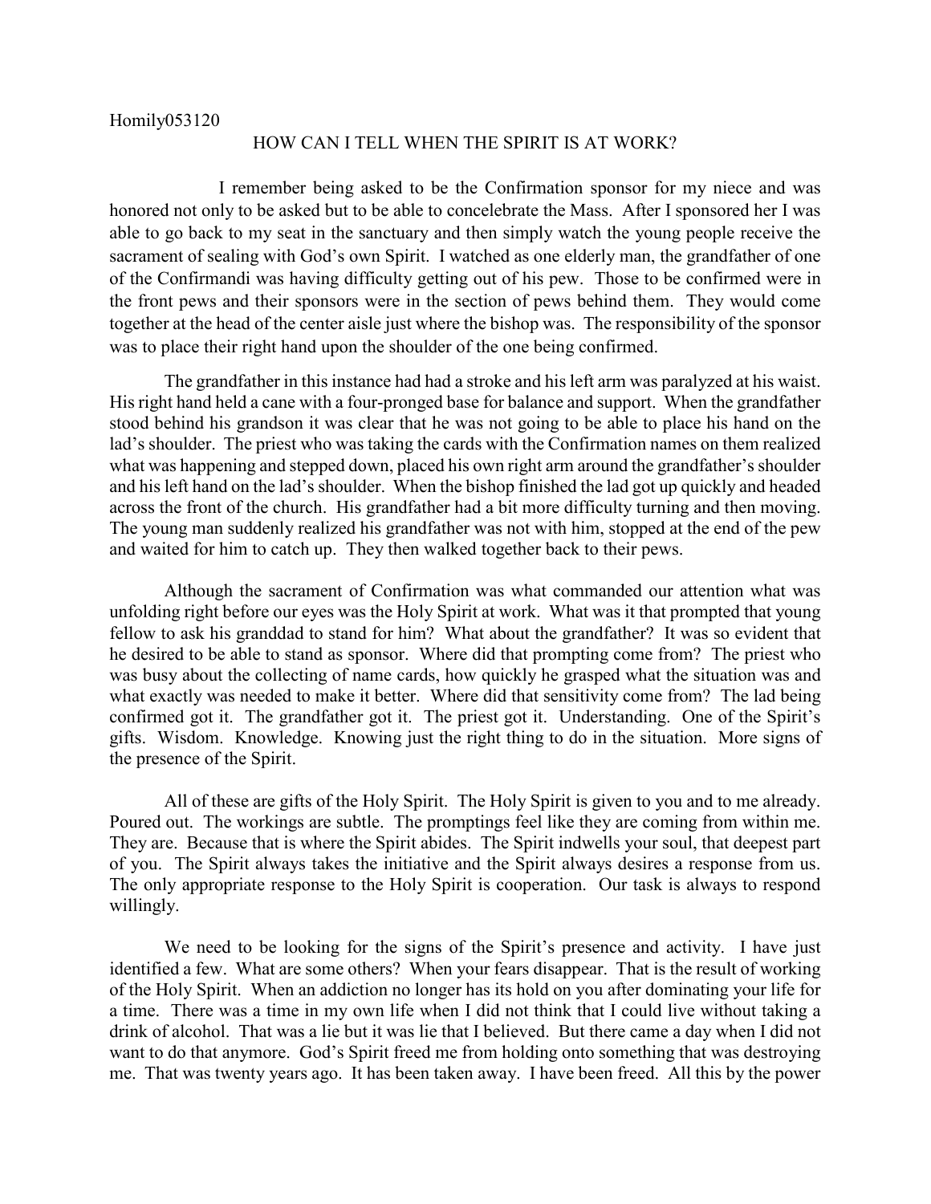Homily053120

# HOW CAN I TELL WHEN THE SPIRIT IS AT WORK?

I remember being asked to be the Confirmation sponsor for my niece and was honored not only to be asked but to be able to concelebrate the Mass. After I sponsored her I was able to go back to my seat in the sanctuary and then simply watch the young people receive the sacrament of sealing with God's own Spirit. I watched as one elderly man, the grandfather of one of the Confirmandi was having difficulty getting out of his pew. Those to be confirmed were in the front pews and their sponsors were in the section of pews behind them. They would come together at the head of the center aisle just where the bishop was. The responsibility of the sponsor was to place their right hand upon the shoulder of the one being confirmed.

The grandfather in this instance had had a stroke and his left arm was paralyzed at his waist. His right hand held a cane with a four-pronged base for balance and support. When the grandfather stood behind his grandson it was clear that he was not going to be able to place his hand on the lad's shoulder. The priest who was taking the cards with the Confirmation names on them realized what was happening and stepped down, placed his own right arm around the grandfather's shoulder and his left hand on the lad's shoulder. When the bishop finished the lad got up quickly and headed across the front of the church. His grandfather had a bit more difficulty turning and then moving. The young man suddenly realized his grandfather was not with him, stopped at the end of the pew and waited for him to catch up. They then walked together back to their pews.

Although the sacrament of Confirmation was what commanded our attention what was unfolding right before our eyes was the Holy Spirit at work. What was it that prompted that young fellow to ask his granddad to stand for him? What about the grandfather? It was so evident that he desired to be able to stand as sponsor. Where did that prompting come from? The priest who was busy about the collecting of name cards, how quickly he grasped what the situation was and what exactly was needed to make it better. Where did that sensitivity come from? The lad being confirmed got it. The grandfather got it. The priest got it. Understanding. One of the Spirit's gifts. Wisdom. Knowledge. Knowing just the right thing to do in the situation. More signs of the presence of the Spirit.

All of these are gifts of the Holy Spirit. The Holy Spirit is given to you and to me already. Poured out. The workings are subtle. The promptings feel like they are coming from within me. They are. Because that is where the Spirit abides. The Spirit indwells your soul, that deepest part of you. The Spirit always takes the initiative and the Spirit always desires a response from us. The only appropriate response to the Holy Spirit is cooperation. Our task is always to respond willingly.

We need to be looking for the signs of the Spirit's presence and activity. I have just identified a few. What are some others? When your fears disappear. That is the result of working of the Holy Spirit. When an addiction no longer has its hold on you after dominating your life for a time. There was a time in my own life when I did not think that I could live without taking a drink of alcohol. That was a lie but it was lie that I believed. But there came a day when I did not want to do that anymore. God's Spirit freed me from holding onto something that was destroying me. That was twenty years ago. It has been taken away. I have been freed. All this by the power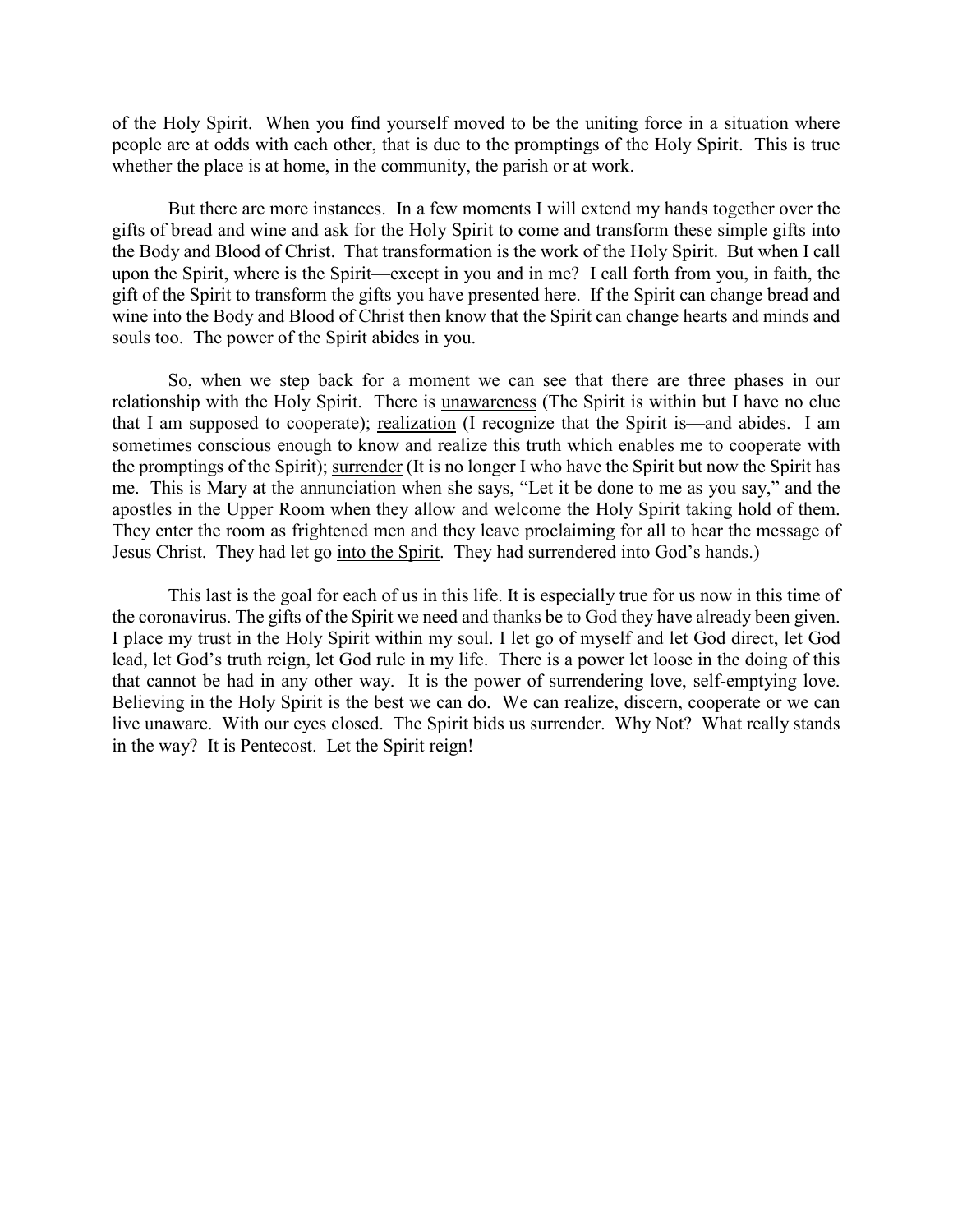of the Holy Spirit. When you find yourself moved to be the uniting force in a situation where people are at odds with each other, that is due to the promptings of the Holy Spirit. This is true whether the place is at home, in the community, the parish or at work.

But there are more instances. In a few moments I will extend my hands together over the gifts of bread and wine and ask for the Holy Spirit to come and transform these simple gifts into the Body and Blood of Christ. That transformation is the work of the Holy Spirit. But when I call upon the Spirit, where is the Spirit—except in you and in me? I call forth from you, in faith, the gift of the Spirit to transform the gifts you have presented here. If the Spirit can change bread and wine into the Body and Blood of Christ then know that the Spirit can change hearts and minds and souls too. The power of the Spirit abides in you.

So, when we step back for a moment we can see that there are three phases in our relationship with the Holy Spirit. There is <u>unawareness</u> (The Spirit is within but I have no clue that I am supposed to cooperate); <u>realization</u> (I recognize that the Spirit is—and abides. I am sometimes conscious enough to know and realize this truth which enables me to cooperate with the promptings of the Spirit); <u>surrender</u> (It is no longer I who have the Spirit but now the Spirit has me. This is Mary at the annunciation when she says, "Let it be done to me as you say," and the apostles in the Upper Room when they allow and welcome the Holy Spirit taking hold of them. They enter the room as frightened men and they leave proclaiming for all to hear the message of Jesus Christ. They had let go <u>into the Spirit</u>. They had surrendered into God's hands.)

This last is the goal for each of us in this life. It is especially true for us now in this time of the coronavirus. The gifts of the Spirit we need and thanks be to God they have already been given. I place my trust in the Holy Spirit within my soul. I let go of myself and let God direct, let God lead, let God's truth reign, let God rule in my life. There is a power let loose in the doing of this that cannot be had in any other way. It is the power of surrendering love, self-emptying love. Believing in the Holy Spirit is the best we can do. We can realize, discern, cooperate or we can live unaware. With our eyes closed. The Spirit bids us surrender. Why Not? What really stands in the way? It is Pentecost. Let the Spirit reign!